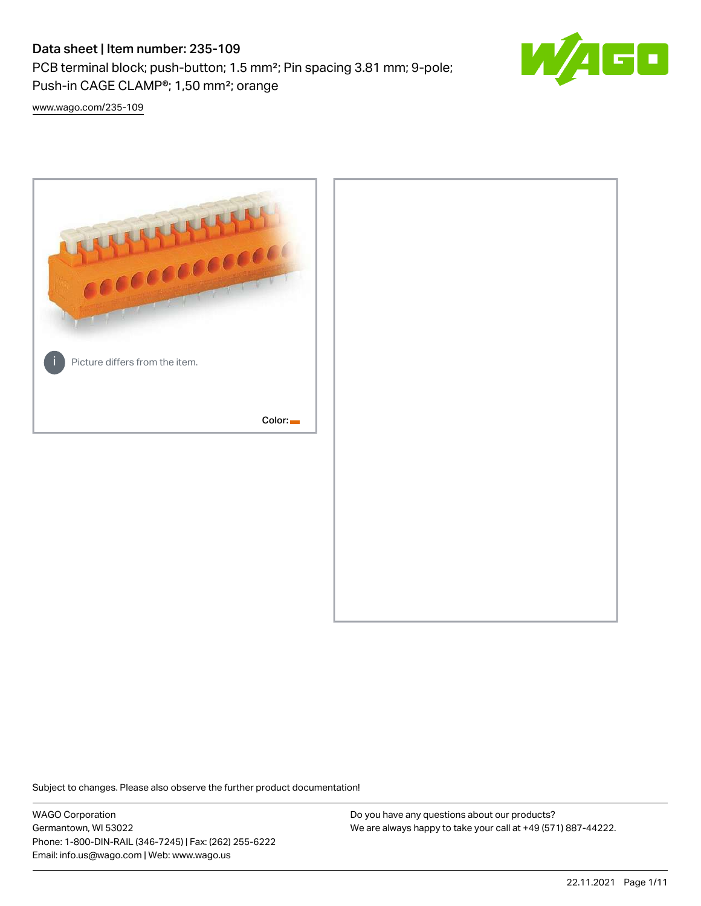# Data sheet | Item number: 235-109

PCB terminal block; push-button; 1.5 mm²; Pin spacing 3.81 mm; 9-pole; Push-in CAGE CLAMP®; 1,50 mm²; orange

www.wago.com/235-109

Picture differs from the item.

Color:

Subject to changes. Please also observe the further product documentation!

WAGO Corporation
Germantown, WI 53022
Phone: 1-800-DIN-RAIL (346-7245) | Fax: (262) 255-6222
Email: info.us@wago.com | Web: www.wago.us

Do you have any questions about our products?
We are always happy to take your call at +49 (571) 887-44222.

22.11.2021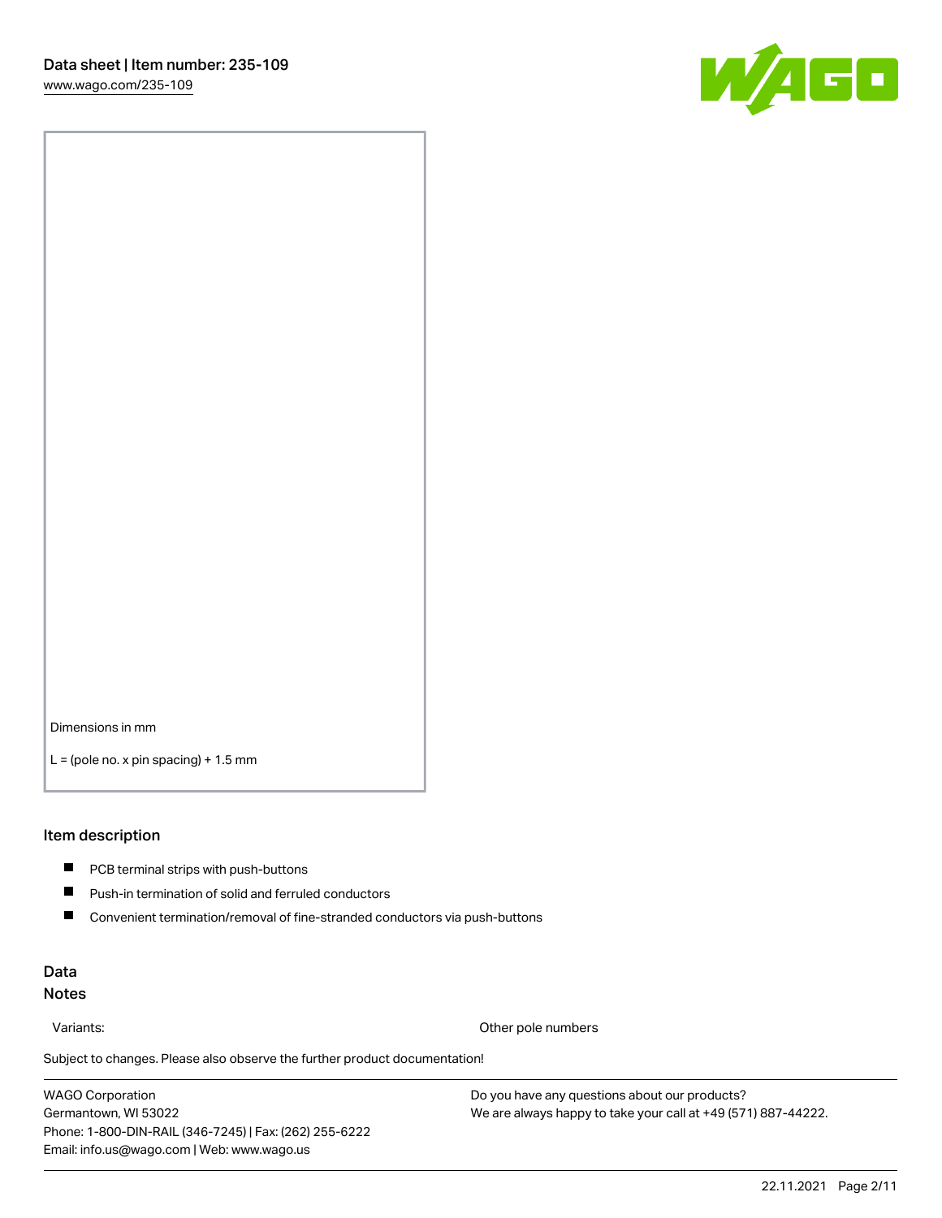Dimensions in mm

L = (pole no. x pin spacing) + 1.5 mm

## Item description

- PCB terminal strips with push-buttons
- Push-in termination of solid and ferruled conductors
- Convenient termination/removal of fine-stranded conductors via push-buttons

## Data

### Notes

| Variants: | Other pole numbers |
| --- | --- |

Subject to changes. Please also observe the further product documentation!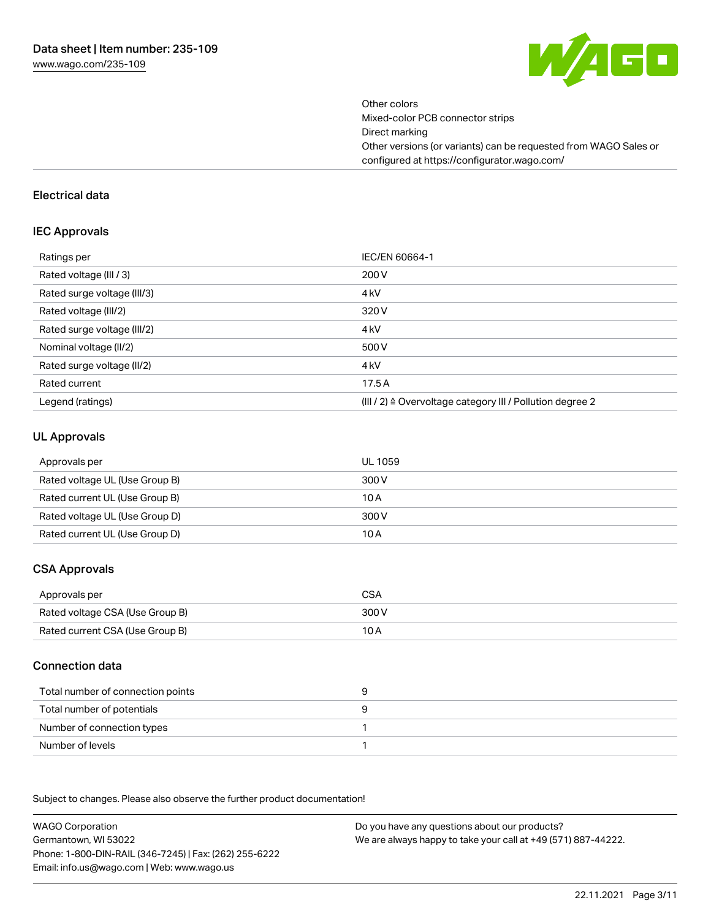Other colors
Mixed-color PCB connector strips
Direct marking
Other versions (or variants) can be requested from WAGO Sales or configured at https://configurator.wago.com/

## Electrical data

### IEC Approvals

| Ratings per | IEC/EN 60664-1 |
|---|---|
| Rated voltage (III / 3) | 200 V |
| Rated surge voltage (III/3) | 4 kV |
| Rated voltage (III/2) | 320 V |
| Rated surge voltage (III/2) | 4 kV |
| Nominal voltage (II/2) | 500 V |
| Rated surge voltage (II/2) | 4 kV |
| Rated current | 17.5 A |
| Legend (ratings) | (III / 2) ≙ Overvoltage category III / Pollution degree 2 |

### UL Approvals

| Approvals per | UL 1059 |
|---|---|
| Rated voltage UL (Use Group B) | 300 V |
| Rated current UL (Use Group B) | 10 A |
| Rated voltage UL (Use Group D) | 300 V |
| Rated current UL (Use Group D) | 10 A |

### CSA Approvals

| Approvals per | CSA |
|---|---|
| Rated voltage CSA (Use Group B) | 300 V |
| Rated current CSA (Use Group B) | 10 A |

### Connection data

| Total number of connection points | 9 |
|---|---|
| Total number of potentials | 9 |
| Number of connection types | 1 |
| Number of levels | 1 |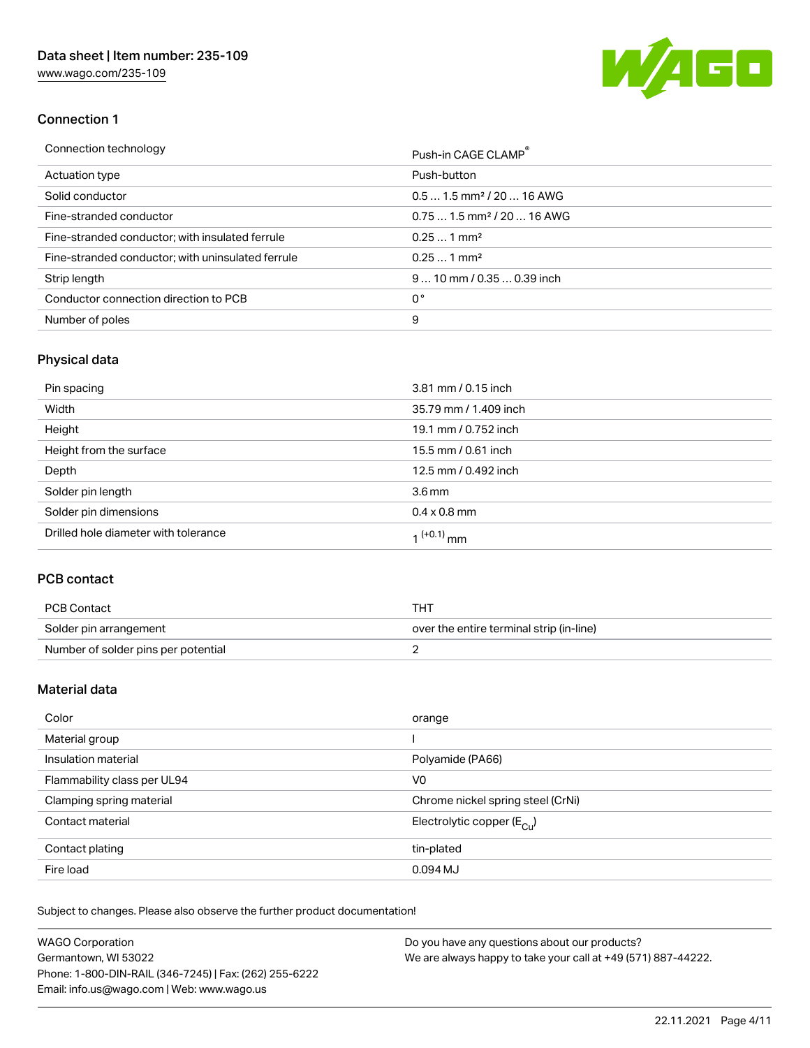## Connection 1

| Connection technology | Push-in CAGE CLAMP® |
|---|---|
| Actuation type | Push-button |
| Solid conductor | 0.5 … 1.5 mm² / 20 … 16 AWG |
| Fine-stranded conductor | 0.75 … 1.5 mm² / 20 … 16 AWG |
| Fine-stranded conductor; with insulated ferrule | 0.25 … 1 mm² |
| Fine-stranded conductor; with uninsulated ferrule | 0.25 … 1 mm² |
| Strip length | 9 … 10 mm / 0.35 … 0.39 inch |
| Conductor connection direction to PCB | 0 ° |
| Number of poles | 9 |

## Physical data

| Pin spacing | 3.81 mm / 0.15 inch |
|---|---|
| Width | 35.79 mm / 1.409 inch |
| Height | 19.1 mm / 0.752 inch |
| Height from the surface | 15.5 mm / 0.61 inch |
| Depth | 12.5 mm / 0.492 inch |
| Solder pin length | 3.6 mm |
| Solder pin dimensions | 0.4 x 0.8 mm |
| Drilled hole diameter with tolerance | $1^{(+0.1)}$ mm |

## PCB contact

| PCB Contact | THT |
|---|---|
| Solder pin arrangement | over the entire terminal strip (in-line) |
| Number of solder pins per potential | 2 |

## Material data

| Color | orange |
|---|---|
| Material group | I |
| Insulation material | Polyamide (PA66) |
| Flammability class per UL94 | V0 |
| Clamping spring material | Chrome nickel spring steel (CrNi) |
| Contact material | Electrolytic copper ($E_{Cu}$) |
| Contact plating | tin-plated |
| Fire load | 0.094 MJ |

Subject to changes. Please also observe the further product documentation!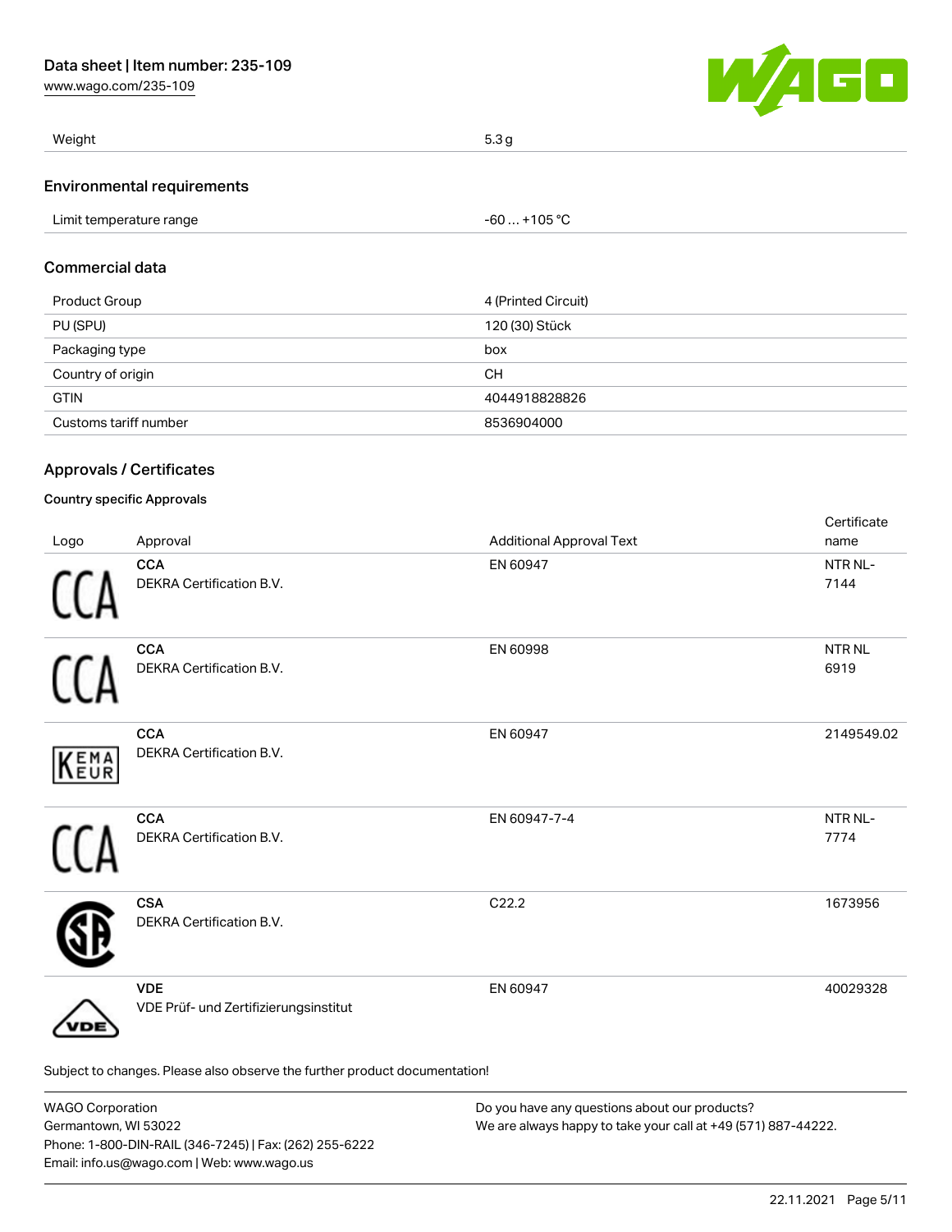| Weight | 5.3 g |
| --- | --- |

## Environmental requirements

| Limit temperature range | -60 … +105 °C |
| --- | --- |

## Commercial data

| Product Group | 4 (Printed Circuit) |
| --- | --- |
| PU (SPU) | 120 (30) Stück |
| Packaging type | box |
| Country of origin | CH |
| GTIN | 4044918828826 |
| Customs tariff number | 8536904000 |

## Approvals / Certificates

### Country specific Approvals

| Logo | Approval | Additional Approval Text | Certificate name |
| --- | --- | --- | --- |
| | **CCA** DEKRA Certification B.V. | EN 60947 | NTR NL-7144 |
| | **CCA** DEKRA Certification B.V. | EN 60998 | NTR NL 6919 |
| | **CCA** DEKRA Certification B.V. | EN 60947 | 2149549.02 |
| | **CCA** DEKRA Certification B.V. | EN 60947-7-4 | NTR NL-7774 |
| | **CSA** DEKRA Certification B.V. | C22.2 | 1673956 |
| | **VDE** VDE Prüf- und Zertifizierungsinstitut | EN 60947 | 40029328 |

Subject to changes. Please also observe the further product documentation!

WAGO Corporation
Germantown, WI 53022
Phone: 1-800-DIN-RAIL (346-7245) | Fax: (262) 255-6222
Email: info.us@wago.com | Web: www.wago.us

Do you have any questions about our products?
We are always happy to take your call at +49 (571) 887-44222.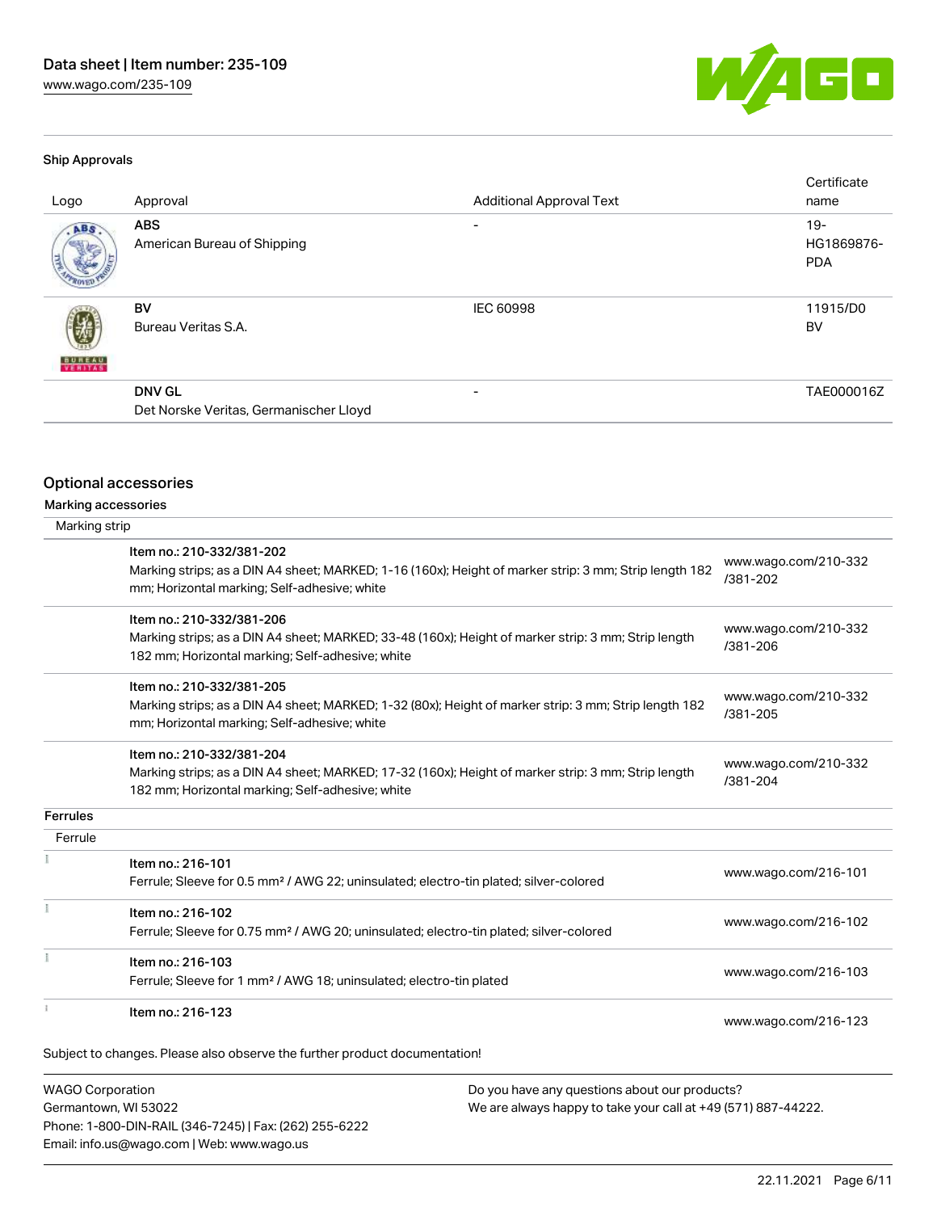### Ship Approvals

| Logo | Approval | Additional Approval Text | Certificate name |
|---|---|---|---|
| | **ABS**<br>American Bureau of Shipping | - | 19-HG1869876-PDA |
| | **BV**<br>Bureau Veritas S.A. | IEC 60998 | 11915/D0 BV |
| | **DNV GL**<br>Det Norske Veritas, Germanischer Lloyd | - | TAE000016Z |

## Optional accessories

### Marking accessories

Marking strip

| Item | Link |
|---|---|
| Item no.: 210-332/381-202<br>Marking strips; as a DIN A4 sheet; MARKED; 1-16 (160x); Height of marker strip: 3 mm; Strip length 182 mm; Horizontal marking; Self-adhesive; white | www.wago.com/210-332/381-202 |
| Item no.: 210-332/381-206<br>Marking strips; as a DIN A4 sheet; MARKED; 33-48 (160x); Height of marker strip: 3 mm; Strip length 182 mm; Horizontal marking; Self-adhesive; white | www.wago.com/210-332/381-206 |
| Item no.: 210-332/381-205<br>Marking strips; as a DIN A4 sheet; MARKED; 1-32 (80x); Height of marker strip: 3 mm; Strip length 182 mm; Horizontal marking; Self-adhesive; white | www.wago.com/210-332/381-205 |
| Item no.: 210-332/381-204<br>Marking strips; as a DIN A4 sheet; MARKED; 17-32 (160x); Height of marker strip: 3 mm; Strip length 182 mm; Horizontal marking; Self-adhesive; white | www.wago.com/210-332/381-204 |

### Ferrules

Ferrule

| Item | Link |
|---|---|
| Item no.: 216-101<br>Ferrule; Sleeve for 0.5 mm² / AWG 22; uninsulated; electro-tin plated; silver-colored | www.wago.com/216-101 |
| Item no.: 216-102<br>Ferrule; Sleeve for 0.75 mm² / AWG 20; uninsulated; electro-tin plated; silver-colored | www.wago.com/216-102 |
| Item no.: 216-103<br>Ferrule; Sleeve for 1 mm² / AWG 18; uninsulated; electro-tin plated | www.wago.com/216-103 |
| Item no.: 216-123 | www.wago.com/216-123 |

Subject to changes. Please also observe the further product documentation!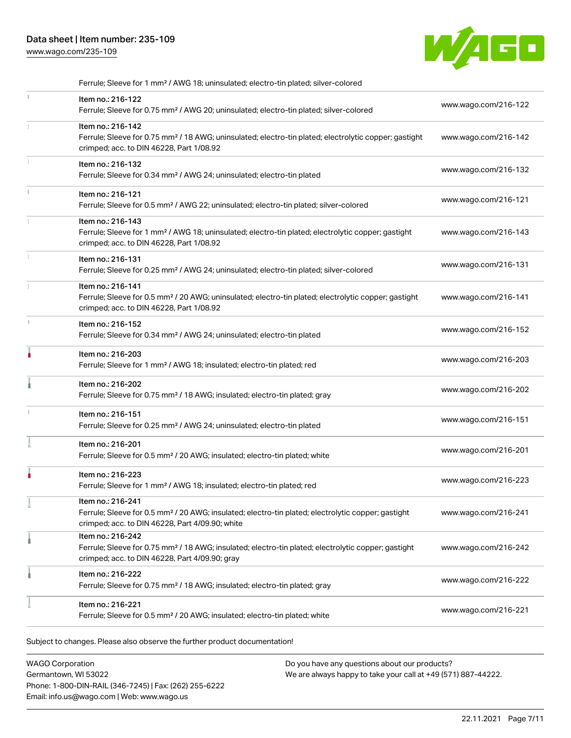| | | |
|---|---|---|
| | Ferrule; Sleeve for 1 mm² / AWG 18; uninsulated; electro-tin plated; silver-colored | |
| | Item no.: 216-122<br>Ferrule; Sleeve for 0.75 mm² / AWG 20; uninsulated; electro-tin plated; silver-colored | www.wago.com/216-122 |
| | Item no.: 216-142<br>Ferrule; Sleeve for 0.75 mm² / 18 AWG; uninsulated; electro-tin plated; electrolytic copper; gastight crimped; acc. to DIN 46228, Part 1/08.92 | www.wago.com/216-142 |
| | Item no.: 216-132<br>Ferrule; Sleeve for 0.34 mm² / AWG 24; uninsulated; electro-tin plated | www.wago.com/216-132 |
| | Item no.: 216-121<br>Ferrule; Sleeve for 0.5 mm² / AWG 22; uninsulated; electro-tin plated; silver-colored | www.wago.com/216-121 |
| | Item no.: 216-143<br>Ferrule; Sleeve for 1 mm² / AWG 18; uninsulated; electro-tin plated; electrolytic copper; gastight crimped; acc. to DIN 46228, Part 1/08.92 | www.wago.com/216-143 |
| | Item no.: 216-131<br>Ferrule; Sleeve for 0.25 mm² / AWG 24; uninsulated; electro-tin plated; silver-colored | www.wago.com/216-131 |
| | Item no.: 216-141<br>Ferrule; Sleeve for 0.5 mm² / 20 AWG; uninsulated; electro-tin plated; electrolytic copper; gastight crimped; acc. to DIN 46228, Part 1/08.92 | www.wago.com/216-141 |
| | Item no.: 216-152<br>Ferrule; Sleeve for 0.34 mm² / AWG 24; uninsulated; electro-tin plated | www.wago.com/216-152 |
| | Item no.: 216-203<br>Ferrule; Sleeve for 1 mm² / AWG 18; insulated; electro-tin plated; red | www.wago.com/216-203 |
| | Item no.: 216-202<br>Ferrule; Sleeve for 0.75 mm² / 18 AWG; insulated; electro-tin plated; gray | www.wago.com/216-202 |
| | Item no.: 216-151<br>Ferrule; Sleeve for 0.25 mm² / AWG 24; uninsulated; electro-tin plated | www.wago.com/216-151 |
| | Item no.: 216-201<br>Ferrule; Sleeve for 0.5 mm² / 20 AWG; insulated; electro-tin plated; white | www.wago.com/216-201 |
| | Item no.: 216-223<br>Ferrule; Sleeve for 1 mm² / AWG 18; insulated; electro-tin plated; red | www.wago.com/216-223 |
| | Item no.: 216-241<br>Ferrule; Sleeve for 0.5 mm² / 20 AWG; insulated; electro-tin plated; electrolytic copper; gastight crimped; acc. to DIN 46228, Part 4/09.90; white | www.wago.com/216-241 |
| | Item no.: 216-242<br>Ferrule; Sleeve for 0.75 mm² / 18 AWG; insulated; electro-tin plated; electrolytic copper; gastight crimped; acc. to DIN 46228, Part 4/09.90; gray | www.wago.com/216-242 |
| | Item no.: 216-222<br>Ferrule; Sleeve for 0.75 mm² / 18 AWG; insulated; electro-tin plated; gray | www.wago.com/216-222 |
| | Item no.: 216-221<br>Ferrule; Sleeve for 0.5 mm² / 20 AWG; insulated; electro-tin plated; white | www.wago.com/216-221 |

Subject to changes. Please also observe the further product documentation!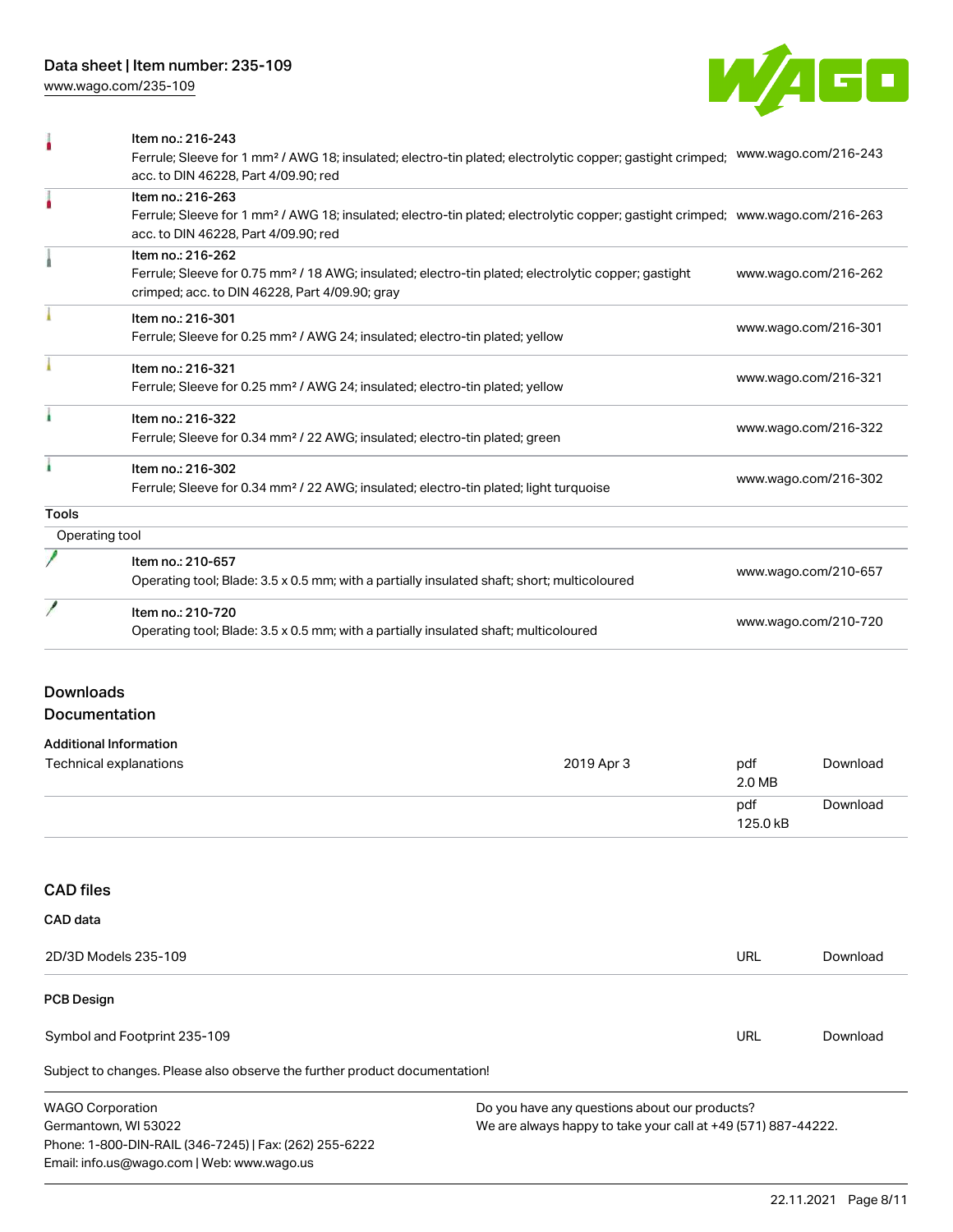| Item | Link |
| --- | --- |
| Item no.: 216-243<br>Ferrule; Sleeve for 1 mm² / AWG 18; insulated; electro-tin plated; electrolytic copper; gastight crimped; acc. to DIN 46228, Part 4/09.90; red | www.wago.com/216-243 |
| Item no.: 216-263<br>Ferrule; Sleeve for 1 mm² / AWG 18; insulated; electro-tin plated; electrolytic copper; gastight crimped; acc. to DIN 46228, Part 4/09.90; red | www.wago.com/216-263 |
| Item no.: 216-262<br>Ferrule; Sleeve for 0.75 mm² / 18 AWG; insulated; electro-tin plated; electrolytic copper; gastight crimped; acc. to DIN 46228, Part 4/09.90; gray | www.wago.com/216-262 |
| Item no.: 216-301<br>Ferrule; Sleeve for 0.25 mm² / AWG 24; insulated; electro-tin plated; yellow | www.wago.com/216-301 |
| Item no.: 216-321<br>Ferrule; Sleeve for 0.25 mm² / AWG 24; insulated; electro-tin plated; yellow | www.wago.com/216-321 |
| Item no.: 216-322<br>Ferrule; Sleeve for 0.34 mm² / 22 AWG; insulated; electro-tin plated; green | www.wago.com/216-322 |
| Item no.: 216-302<br>Ferrule; Sleeve for 0.34 mm² / 22 AWG; insulated; electro-tin plated; light turquoise | www.wago.com/216-302 |

**Tools**

Operating tool

| Item | Link |
| --- | --- |
| Item no.: 210-657<br>Operating tool; Blade: 3.5 x 0.5 mm; with a partially insulated shaft; short; multicoloured | www.wago.com/210-657 |
| Item no.: 210-720<br>Operating tool; Blade: 3.5 x 0.5 mm; with a partially insulated shaft; multicoloured | www.wago.com/210-720 |

## Downloads

### Documentation

**Additional Information**

| | | | |
| --- | --- | --- | --- |
| Technical explanations | 2019 Apr 3 | pdf<br>2.0 MB | Download |
| | | pdf<br>125.0 kB | Download |

## CAD files

**CAD data**

| | | |
| --- | --- | --- |
| 2D/3D Models 235-109 | URL | Download |

**PCB Design**

| | | |
| --- | --- | --- |
| Symbol and Footprint 235-109 | URL | Download |

Subject to changes. Please also observe the further product documentation!

WAGO Corporation
Germantown, WI 53022
Phone: 1-800-DIN-RAIL (346-7245) | Fax: (262) 255-6222
Email: info.us@wago.com | Web: www.wago.us

Do you have any questions about our products?
We are always happy to take your call at +49 (571) 887-44222.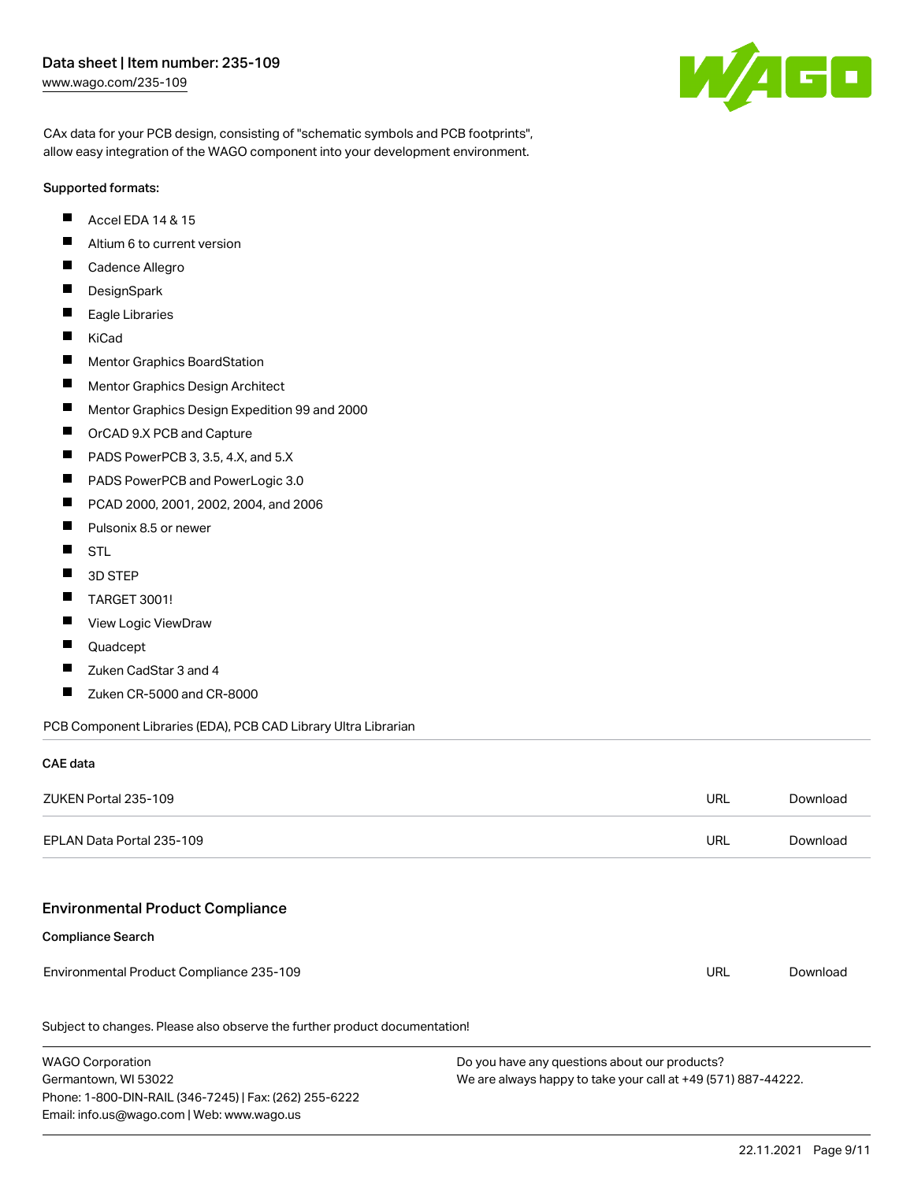CAx data for your PCB design, consisting of "schematic symbols and PCB footprints", allow easy integration of the WAGO component into your development environment.

Supported formats:

- Accel EDA 14 & 15
- Altium 6 to current version
- Cadence Allegro
- DesignSpark
- Eagle Libraries
- KiCad
- Mentor Graphics BoardStation
- Mentor Graphics Design Architect
- Mentor Graphics Design Expedition 99 and 2000
- OrCAD 9.X PCB and Capture
- PADS PowerPCB 3, 3.5, 4.X, and 5.X
- PADS PowerPCB and PowerLogic 3.0
- PCAD 2000, 2001, 2002, 2004, and 2006
- Pulsonix 8.5 or newer
- STL
- 3D STEP
- TARGET 3001!
- View Logic ViewDraw
- Quadcept
- Zuken CadStar 3 and 4
- Zuken CR-5000 and CR-8000

PCB Component Libraries (EDA), PCB CAD Library Ultra Librarian

**CAE data**

| | | |
|---|---|---|
| ZUKEN Portal 235-109 | URL | Download |
| EPLAN Data Portal 235-109 | URL | Download |

## Environmental Product Compliance

**Compliance Search**

| | | |
|---|---|---|
| Environmental Product Compliance 235-109 | URL | Download |

Subject to changes. Please also observe the further product documentation!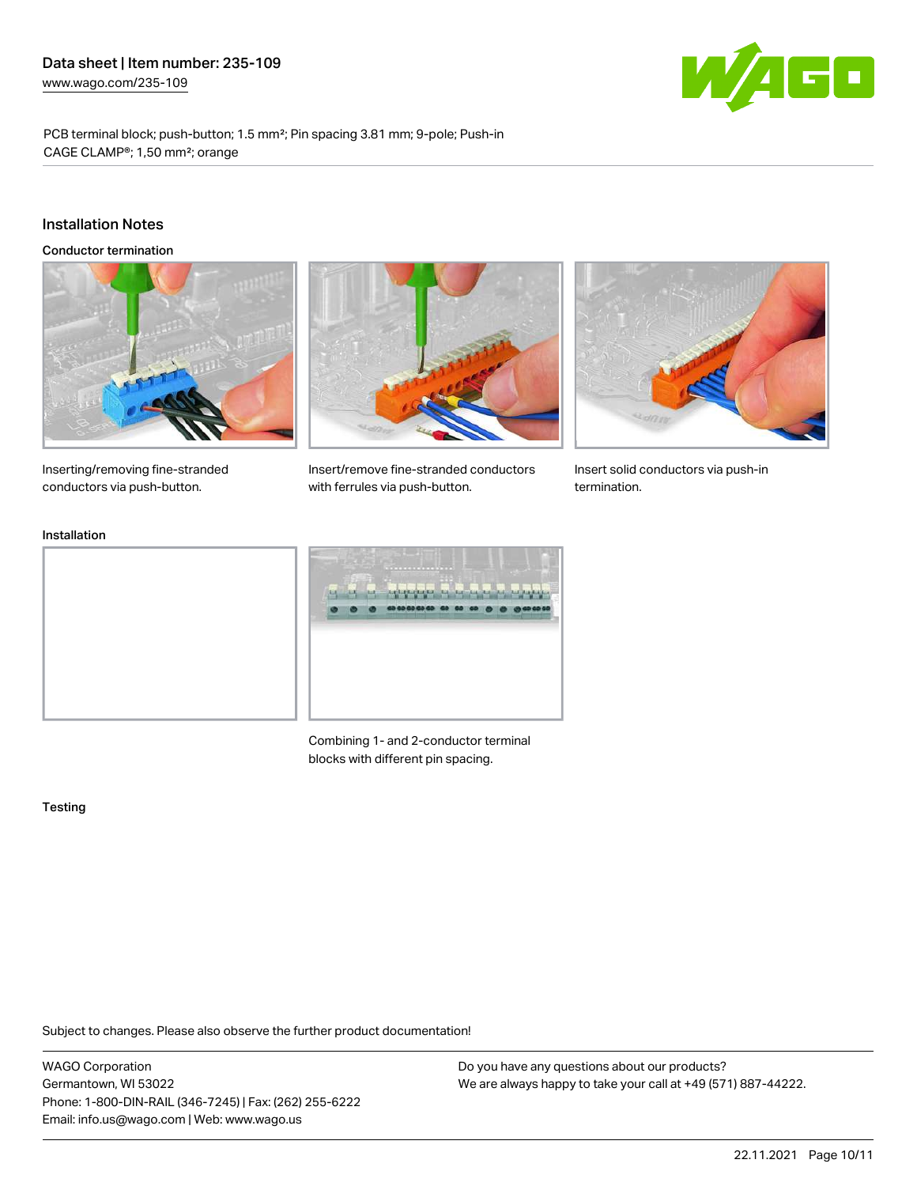PCB terminal block; push-button; 1.5 mm²; Pin spacing 3.81 mm; 9-pole; Push-in CAGE CLAMP®; 1,50 mm²; orange

## Installation Notes

### Conductor termination

Inserting/removing fine-stranded conductors via push-button.

Insert/remove fine-stranded conductors with ferrules via push-button.

Insert solid conductors via push-in termination.

### Installation

Combining 1- and 2-conductor terminal blocks with different pin spacing.

### Testing

Subject to changes. Please also observe the further product documentation!

WAGO Corporation
Germantown, WI 53022
Phone: 1-800-DIN-RAIL (346-7245) | Fax: (262) 255-6222
Email: info.us@wago.com | Web: www.wago.us

Do you have any questions about our products?
We are always happy to take your call at +49 (571) 887-44222.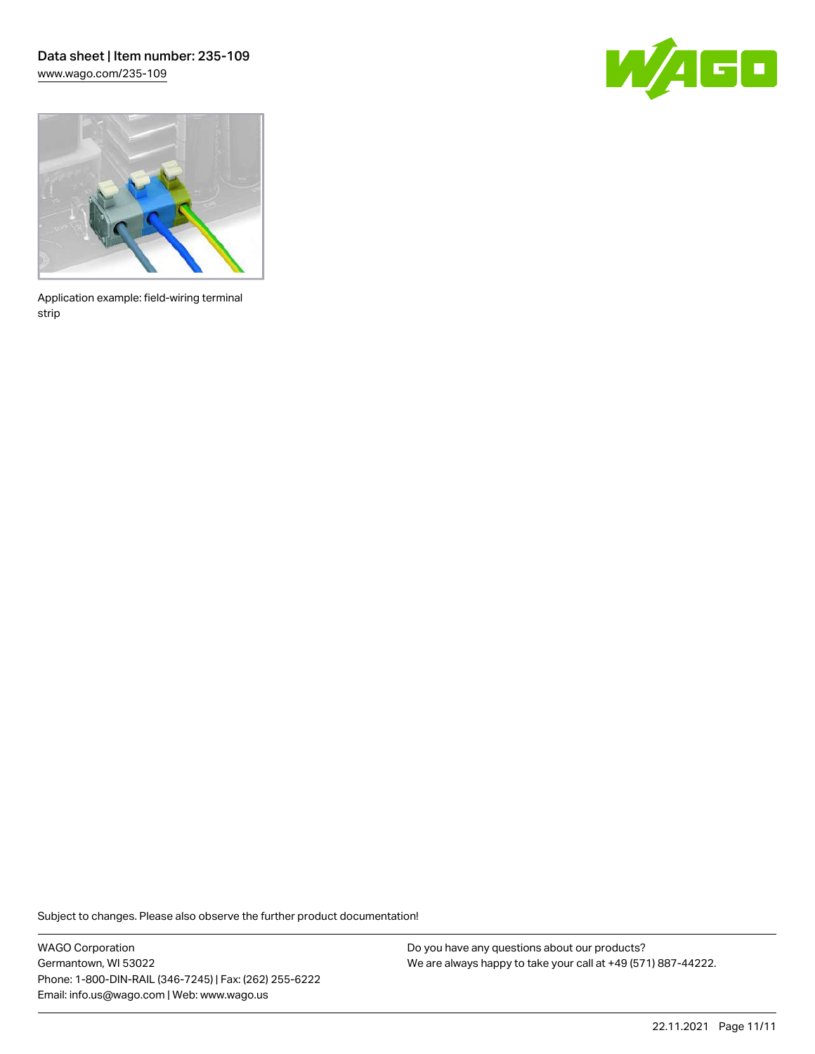Application example: field-wiring terminal strip

Subject to changes. Please also observe the further product documentation!

WAGO Corporation
Germantown, WI 53022
Phone: 1-800-DIN-RAIL (346-7245) | Fax: (262) 255-6222
Email: info.us@wago.com | Web: www.wago.us

Do you have any questions about our products?
We are always happy to take your call at +49 (571) 887-44222.